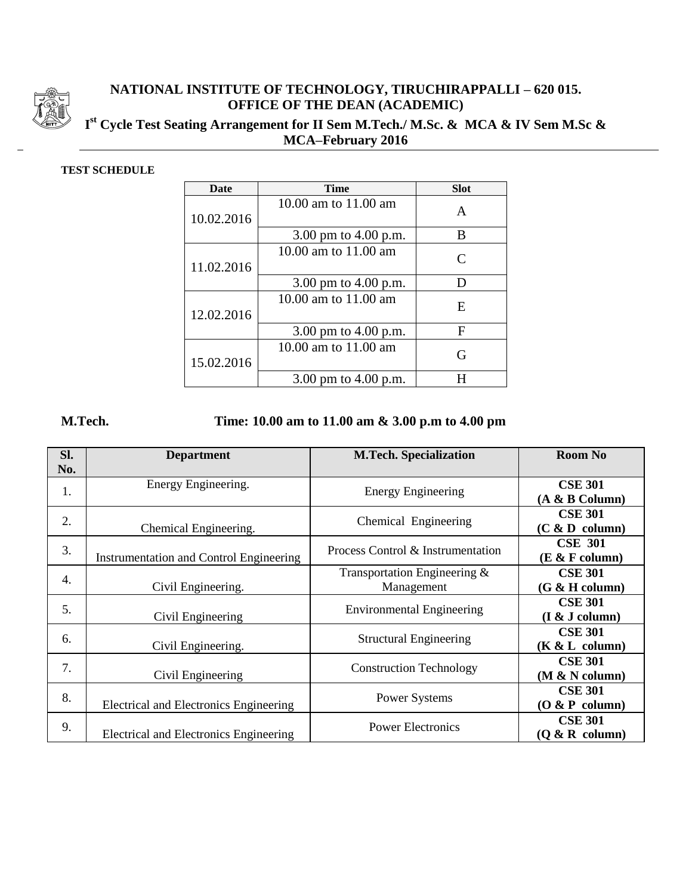# NATIONAL INSTITUTE OF TECHNOLOGY, TIRUCHIRAPPALLI – 620 015.
## OFFICE OF THE DEAN (ACADEMIC)

### I[st] Cycle Test Seating Arrangement for II Sem M.Tech./ M.Sc. & MCA & IV Sem M.Sc & MCA–February 2016

**TEST SCHEDULE**

| Date | Time | Slot |
|---|---|---|
| 10.02.2016 | 10.00 am to 11.00 am | A |
| | 3.00 pm to 4.00 p.m. | B |
| 11.02.2016 | 10.00 am to 11.00 am | C |
| | 3.00 pm to 4.00 p.m. | D |
| 12.02.2016 | 10.00 am to 11.00 am | E |
| | 3.00 pm to 4.00 p.m. | F |
| 15.02.2016 | 10.00 am to 11.00 am | G |
| | 3.00 pm to 4.00 p.m. | H |

**M.Tech.** **Time: 10.00 am to 11.00 am & 3.00 p.m to 4.00 pm**

| Sl. No. | Department | M.Tech. Specialization | Room No |
|---|---|---|---|
| 1. | Energy Engineering. | Energy Engineering | **CSE 301 (A & B Column)** |
| 2. | Chemical Engineering. | Chemical Engineering | **CSE 301 (C & D column)** |
| 3. | Instrumentation and Control Engineering | Process Control & Instrumentation | **CSE 301 (E & F column)** |
| 4. | Civil Engineering. | Transportation Engineering & Management | **CSE 301 (G & H column)** |
| 5. | Civil Engineering | Environmental Engineering | **CSE 301 (I & J column)** |
| 6. | Civil Engineering. | Structural Engineering | **CSE 301 (K & L column)** |
| 7. | Civil Engineering | Construction Technology | **CSE 301 (M & N column)** |
| 8. | Electrical and Electronics Engineering | Power Systems | **CSE 301 (O & P column)** |
| 9. | Electrical and Electronics Engineering | Power Electronics | **CSE 301 (Q & R column)** |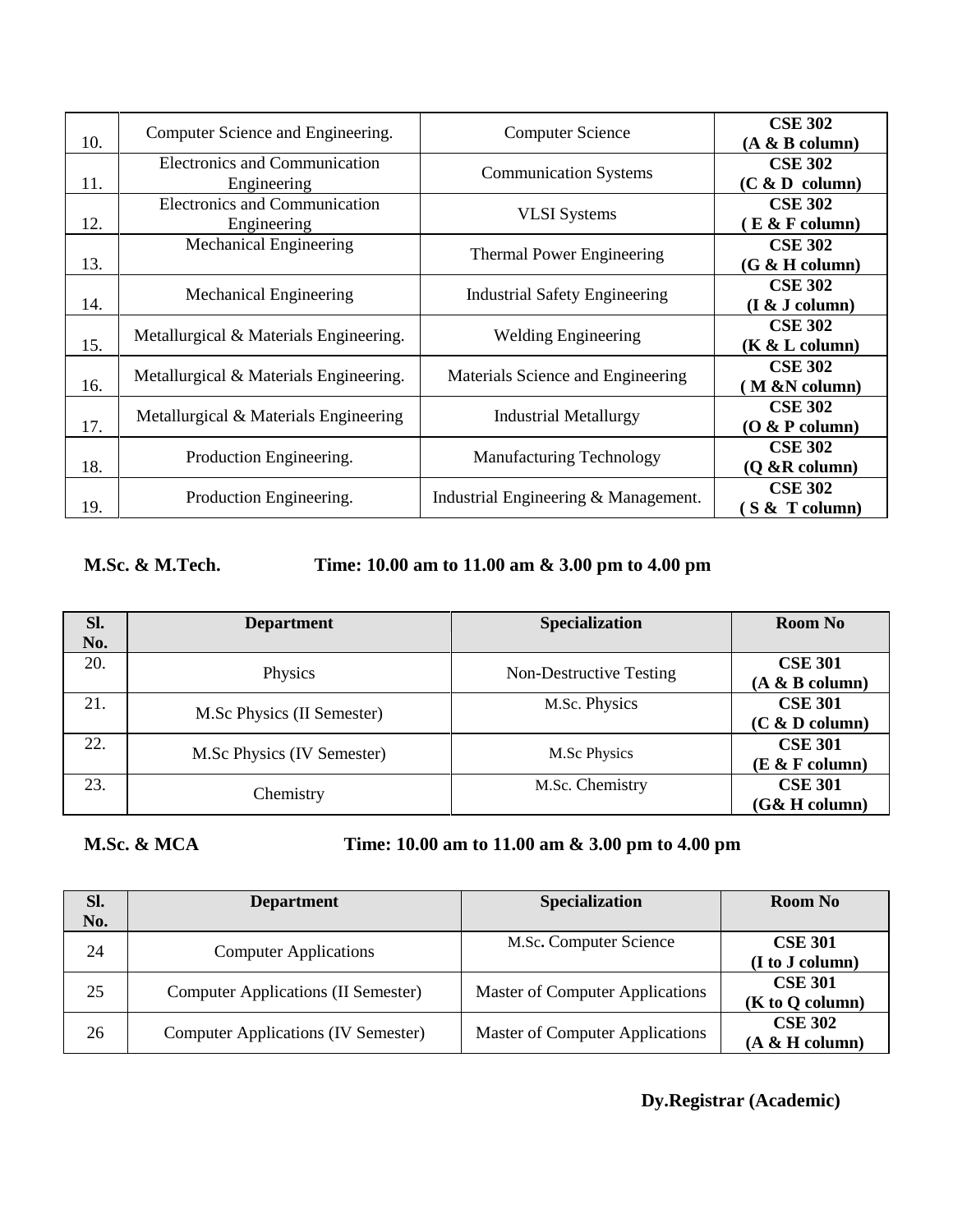| | | | |
|---|---|---|---|
| 10. | Computer Science and Engineering. | Computer Science | **CSE 302 (A & B column)** |
| 11. | Electronics and Communication Engineering | Communication Systems | **CSE 302 (C & D column)** |
| 12. | Electronics and Communication Engineering | VLSI Systems | **CSE 302 ( E & F column)** |
| 13. | Mechanical Engineering | Thermal Power Engineering | **CSE 302 (G & H column)** |
| 14. | Mechanical Engineering | Industrial Safety Engineering | **CSE 302 (I & J column)** |
| 15. | Metallurgical & Materials Engineering. | Welding Engineering | **CSE 302 (K & L column)** |
| 16. | Metallurgical & Materials Engineering. | Materials Science and Engineering | **CSE 302 ( M &N column)** |
| 17. | Metallurgical & Materials Engineering | Industrial Metallurgy | **CSE 302 (O & P column)** |
| 18. | Production Engineering. | Manufacturing Technology | **CSE 302 (Q &R column)** |
| 19. | Production Engineering. | Industrial Engineering & Management. | **CSE 302 ( S & T column)** |

**M.Sc. & M.Tech.** **Time: 10.00 am to 11.00 am & 3.00 pm to 4.00 pm**

| Sl. No. | Department | Specialization | Room No |
|---|---|---|---|
| 20. | Physics | Non-Destructive Testing | **CSE 301 (A & B column)** |
| 21. | M.Sc Physics (II Semester) | M.Sc. Physics | **CSE 301 (C & D column)** |
| 22. | M.Sc Physics (IV Semester) | M.Sc Physics | **CSE 301 (E & F column)** |
| 23. | Chemistry | M.Sc. Chemistry | **CSE 301 (G& H column)** |

**M.Sc. & MCA** **Time: 10.00 am to 11.00 am & 3.00 pm to 4.00 pm**

| Sl. No. | Department | Specialization | Room No |
|---|---|---|---|
| 24 | Computer Applications | M.Sc. Computer Science | **CSE 301 (I to J column)** |
| 25 | Computer Applications (II Semester) | Master of Computer Applications | **CSE 301 (K to Q column)** |
| 26 | Computer Applications (IV Semester) | Master of Computer Applications | **CSE 302 (A & H column)** |

**Dy.Registrar (Academic)**